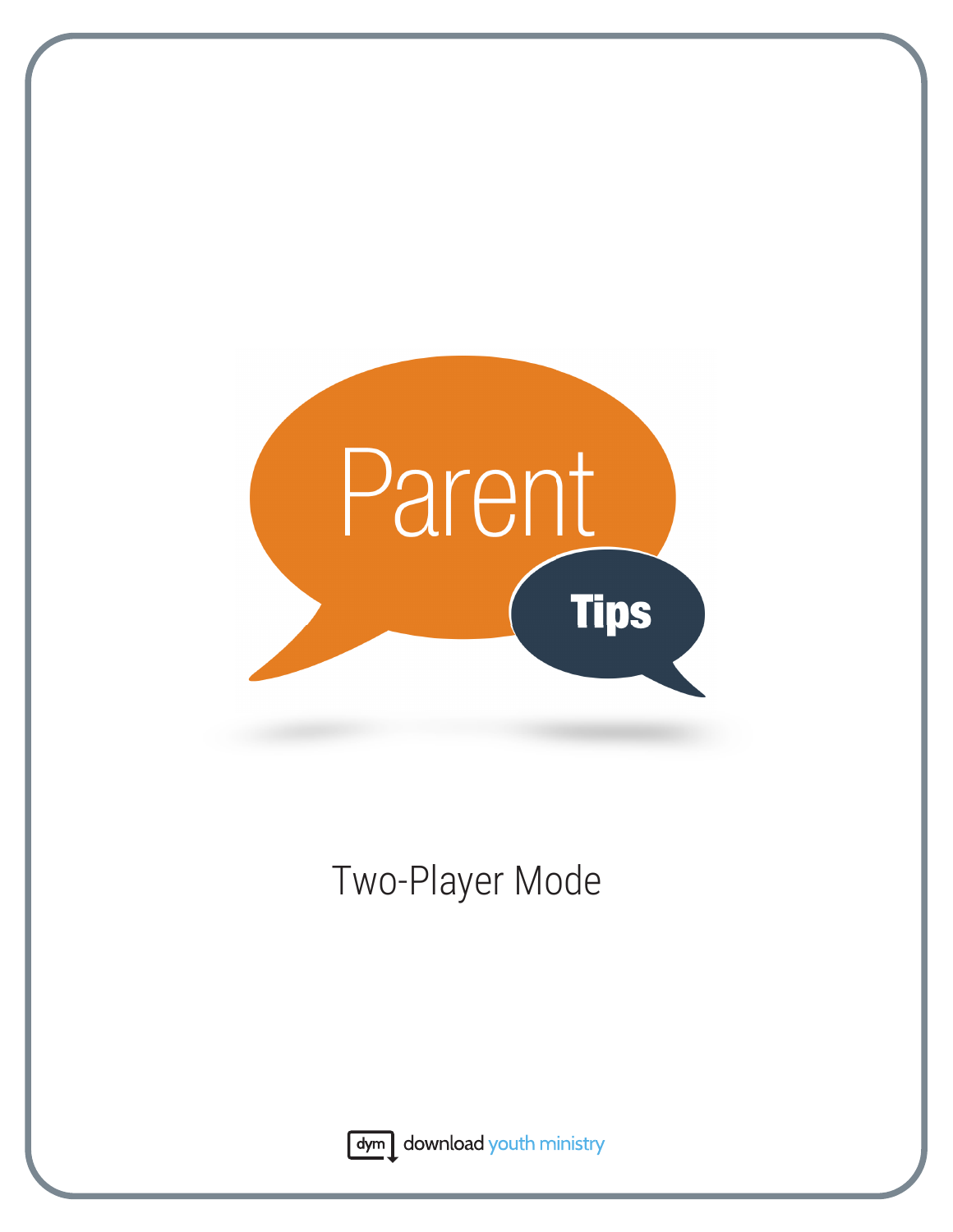# Parent Tips

## Two-Player Mode

download youth ministry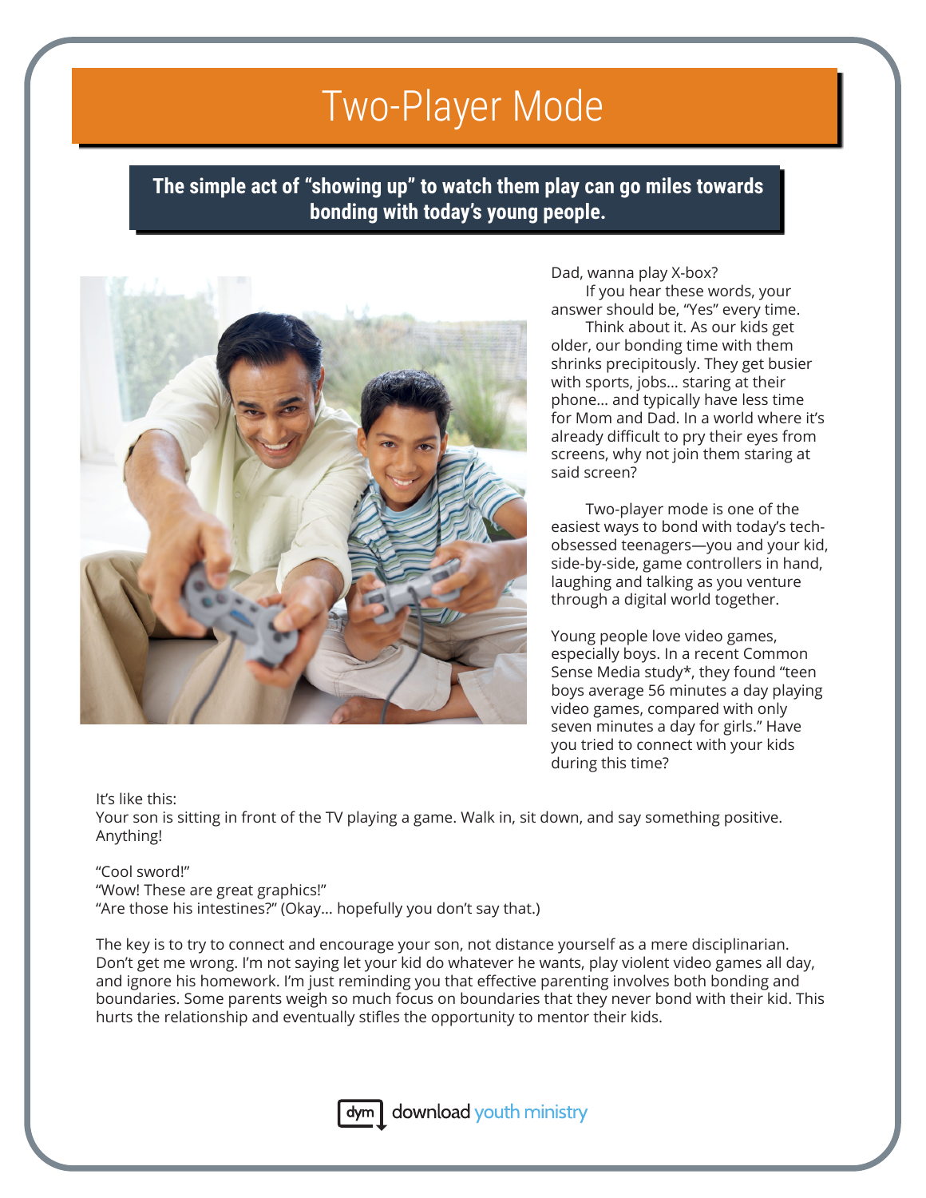# Two-Player Mode

**The simple act of "showing up" to watch them play can go miles towards bonding with today's young people.**

Dad, wanna play X-box?

If you hear these words, your answer should be, "Yes" every time.

Think about it. As our kids get older, our bonding time with them shrinks precipitously. They get busier with sports, jobs... staring at their phone... and typically have less time for Mom and Dad. In a world where it's already difficult to pry their eyes from screens, why not join them staring at said screen?

Two-player mode is one of the easiest ways to bond with today's tech-obsessed teenagers—you and your kid, side-by-side, game controllers in hand, laughing and talking as you venture through a digital world together.

Young people love video games, especially boys. In a recent Common Sense Media study*, they found "teen boys average 56 minutes a day playing video games, compared with only seven minutes a day for girls." Have you tried to connect with your kids during this time?

It's like this:
Your son is sitting in front of the TV playing a game. Walk in, sit down, and say something positive. Anything!

"Cool sword!"
"Wow! These are great graphics!"
"Are those his intestines?" (Okay... hopefully you don't say that.)

The key is to try to connect and encourage your son, not distance yourself as a mere disciplinarian. Don't get me wrong. I'm not saying let your kid do whatever he wants, play violent video games all day, and ignore his homework. I'm just reminding you that effective parenting involves both bonding and boundaries. Some parents weigh so much focus on boundaries that they never bond with their kid. This hurts the relationship and eventually stifles the opportunity to mentor their kids.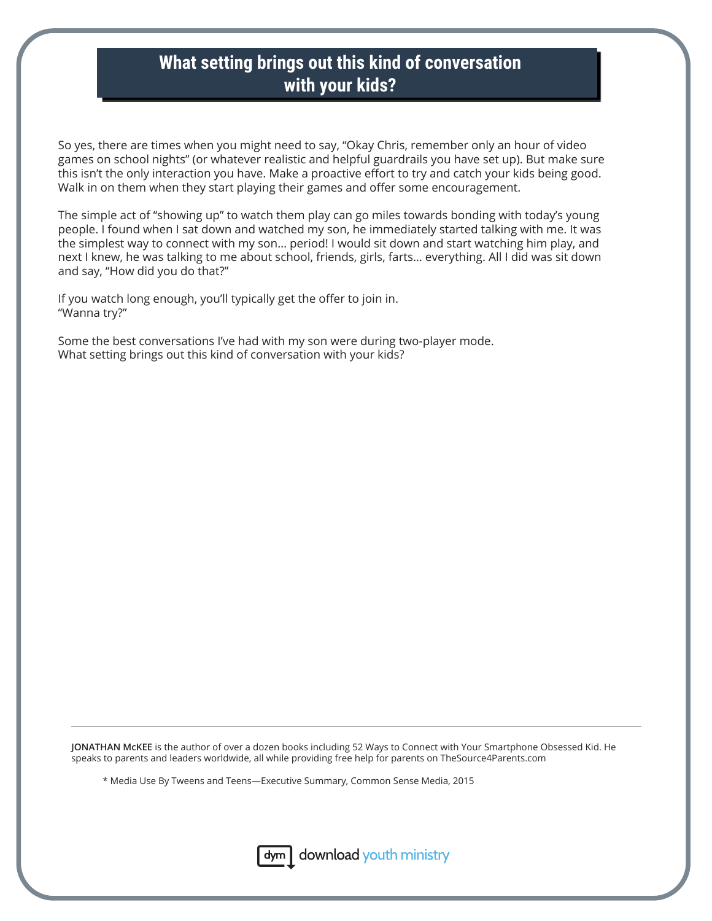## What setting brings out this kind of conversation with your kids?

So yes, there are times when you might need to say, "Okay Chris, remember only an hour of video games on school nights" (or whatever realistic and helpful guardrails you have set up). But make sure this isn't the only interaction you have. Make a proactive effort to try and catch your kids being good. Walk in on them when they start playing their games and offer some encouragement.

The simple act of "showing up" to watch them play can go miles towards bonding with today's young people. I found when I sat down and watched my son, he immediately started talking with me. It was the simplest way to connect with my son… period! I would sit down and start watching him play, and next I knew, he was talking to me about school, friends, girls, farts… everything. All I did was sit down and say, "How did you do that?"

If you watch long enough, you'll typically get the offer to join in.
"Wanna try?"

Some the best conversations I've had with my son were during two-player mode.
What setting brings out this kind of conversation with your kids?

---

**JONATHAN McKEE** is the author of over a dozen books including 52 Ways to Connect with Your Smartphone Obsessed Kid. He speaks to parents and leaders worldwide, all while providing free help for parents on TheSource4Parents.com

* Media Use By Tweens and Teens—Executive Summary, Common Sense Media, 2015

dym download youth ministry